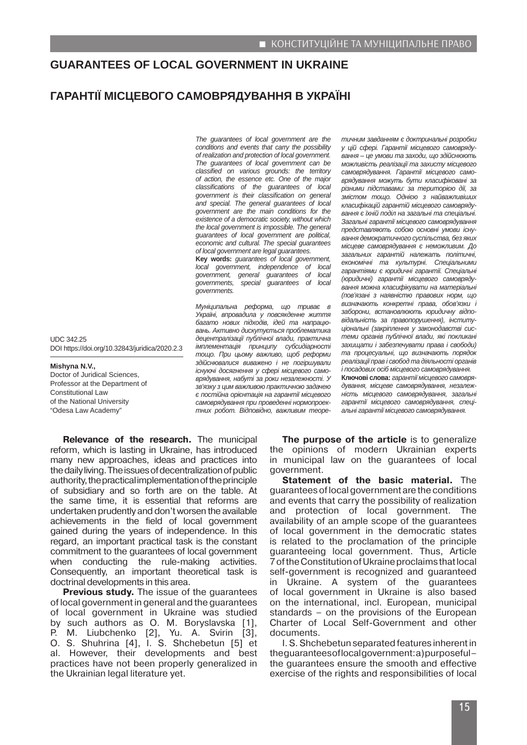# GUARANTEES OF LOCAL GOVERNMENT IN UKRAINE

# ГАРАНТІЇ МІСЦЕВОГО САМОВРЯДУВАННЯ В УКРАЇНІ

UDC 342.25
DOI https://doi.org/10.32843/juridica/2020.2.3

**Mishyna N.V.,**
Doctor of Juridical Sciences,
Professor at the Department of
Constitutional Law
of the National University
"Odesa Law Academy"

*The guarantees of local government are the conditions and events that carry the possibility of realization and protection of local government. The guarantees of local government can be classified on various grounds: the territory of action, the essence etc. One of the major classifications of the guarantees of local government is their classification on general and special. The general guarantees of local government are the main conditions for the existence of a democratic society, without which the local government is impossible. The general guarantees of local government are political, economic and cultural. The special guarantees of local government are legal guarantees.*

**Key words:** *guarantees of local government, local government, independence of local government, general guarantees of local governments, special guarantees of local governments.*

*Муніципальна реформа, що триває в Україні, впровадила у повсякдене життя багато нових підходів, ідей та напрацювань. Активно дискутується проблематика децентралізації публічної влади, практична імплементація принципу субсидіарності тощо. При цьому важливо, щоб реформи здійснювалися виважено і не погіршували існуючі досягнення у сфері місцевого самоврядування, набуті за роки незалежності. У зв'язку з цим важливою практичною задачею є постійна орієнтація на гарантії місцевого самоврядування при проведенні нормопроектних робіт. Відповідно, важливим теоретичним завданням є доктринальні розробки у цій сфері. Гарантії місцевого самоврядування – це умови та заходи, що здійснюють можливість реалізації та захисту місцевого самоврядування. Гарантії місцевого самоврядування можуть бути класифіковані за різними підставами: за територією дії, за змістом тощо. Однією з найважливіших класифікацій гарантій місцевого самоврядування є їхній поділ на загальні та спеціальні. Загальні гарантії місцевого самоврядування представляють собою основні умови існування демократичного суспільства, без яких місцеве самоврядування є неможливим. До загальних гарантій належать політичні, економічні та культурні. Спеціальними гарантіями є юридичні гарантії. Спеціальні (юридичні) гарантії місцевого самоврядування можна класифікувати на матеріальні (пов'язані з наявністю правових норм, що визначають конкретні права, обов'язки і заборони, встановлюють юридичну відповідальність за правопорушення), інституціональні (закріплення у законодавстві системи органів публічної влади, які покликані захищати і забезпечувати права і свободи) та процесуальні, що визначають порядок реалізації прав і свобод та діяльності органів і посадових осіб місцевого самоврядування.*

**Ключові слова:** *гарантії місцевого самоврядування, місцеве самоврядування, незалежність місцевого самоврядування, загальні гарантії місцевого самоврядування, спеціальні гарантії місцевого самоврядування.*

**Relevance of the research.** The municipal reform, which is lasting in Ukraine, has introduced many new approaches, ideas and practices into the daily living. The issues of decentralization of public authority, the practical implementation of the principle of subsidiary and so forth are on the table. At the same time, it is essential that reforms are undertaken prudently and don't worsen the available achievements in the field of local government gained during the years of independence. In this regard, an important practical task is the constant commitment to the guarantees of local government when conducting the rule-making activities. Consequently, an important theoretical task is doctrinal developments in this area.

**Previous study.** The issue of the guarantees of local government in general and the guarantees of local government in Ukraine was studied by such authors as O. M. Boryslavska [1], P. M. Liubchenko [2], Yu. A. Svirin [3], O. S. Shuhrina [4], I. S. Shchebetun [5] et al. However, their developments and best practices have not been properly generalized in the Ukrainian legal literature yet.

**The purpose of the article** is to generalize the opinions of modern Ukrainian experts in municipal law on the guarantees of local government.

**Statement of the basic material.** The guarantees of local government are the conditions and events that carry the possibility of realization and protection of local government. The availability of an ample scope of the guarantees of local government in the democratic states is related to the proclamation of the principle guaranteeing local government. Thus, Article 7 of the Constitution of Ukraine proclaims that local self-government is recognized and guaranteed in Ukraine. A system of the guarantees of local government in Ukraine is also based on the international, incl. European, municipal standards – on the provisions of the European Charter of Local Self-Government and other documents.

I. S. Shchebetun separated features inherent in the guarantees of local government: a) purposeful – the guarantees ensure the smooth and effective exercise of the rights and responsibilities of local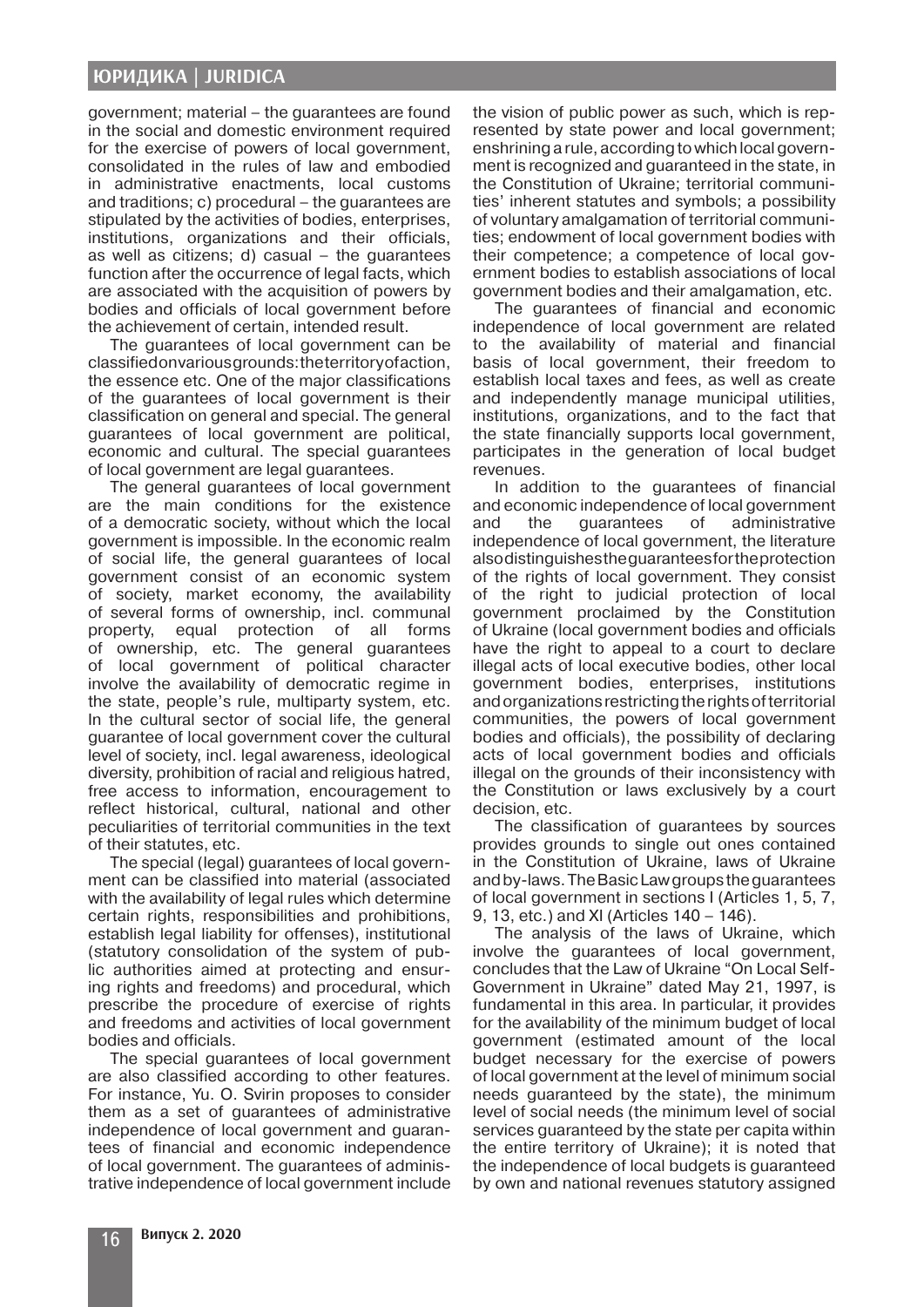government; material – the guarantees are found in the social and domestic environment required for the exercise of powers of local government, consolidated in the rules of law and embodied in administrative enactments, local customs and traditions; c) procedural – the guarantees are stipulated by the activities of bodies, enterprises, institutions, organizations and their officials, as well as citizens; d) casual – the guarantees function after the occurrence of legal facts, which are associated with the acquisition of powers by bodies and officials of local government before the achievement of certain, intended result.

The guarantees of local government can be classified on various grounds: the territory of action, the essence etc. One of the major classifications of the guarantees of local government is their classification on general and special. The general guarantees of local government are political, economic and cultural. The special guarantees of local government are legal guarantees.

The general guarantees of local government are the main conditions for the existence of a democratic society, without which the local government is impossible. In the economic realm of social life, the general guarantees of local government consist of an economic system of society, market economy, the availability of several forms of ownership, incl. communal property, equal protection of all forms of ownership, etc. The general guarantees of local government of political character involve the availability of democratic regime in the state, people's rule, multiparty system, etc. In the cultural sector of social life, the general guarantee of local government cover the cultural level of society, incl. legal awareness, ideological diversity, prohibition of racial and religious hatred, free access to information, encouragement to reflect historical, cultural, national and other peculiarities of territorial communities in the text of their statutes, etc.

The special (legal) guarantees of local government can be classified into material (associated with the availability of legal rules which determine certain rights, responsibilities and prohibitions, establish legal liability for offenses), institutional (statutory consolidation of the system of public authorities aimed at protecting and ensuring rights and freedoms) and procedural, which prescribe the procedure of exercise of rights and freedoms and activities of local government bodies and officials.

The special guarantees of local government are also classified according to other features. For instance, Yu. O. Svirin proposes to consider them as a set of guarantees of administrative independence of local government and guarantees of financial and economic independence of local government. The guarantees of administrative independence of local government include the vision of public power as such, which is represented by state power and local government; enshrining a rule, according to which local government is recognized and guaranteed in the state, in the Constitution of Ukraine; territorial communities' inherent statutes and symbols; a possibility of voluntary amalgamation of territorial communities; endowment of local government bodies with their competence; a competence of local government bodies to establish associations of local government bodies and their amalgamation, etc.

The guarantees of financial and economic independence of local government are related to the availability of material and financial basis of local government, their freedom to establish local taxes and fees, as well as create and independently manage municipal utilities, institutions, organizations, and to the fact that the state financially supports local government, participates in the generation of local budget revenues.

In addition to the guarantees of financial and economic independence of local government and the guarantees of administrative independence of local government, the literature also distinguishes the guarantees for the protection of the rights of local government. They consist of the right to judicial protection of local government proclaimed by the Constitution of Ukraine (local government bodies and officials have the right to appeal to a court to declare illegal acts of local executive bodies, other local government bodies, enterprises, institutions and organizations restricting the rights of territorial communities, the powers of local government bodies and officials), the possibility of declaring acts of local government bodies and officials illegal on the grounds of their inconsistency with the Constitution or laws exclusively by a court decision, etc.

The classification of guarantees by sources provides grounds to single out ones contained in the Constitution of Ukraine, laws of Ukraine and by-laws. The Basic Law groups the guarantees of local government in sections I (Articles 1, 5, 7, 9, 13, etc.) and XI (Articles 140 – 146).

The analysis of the laws of Ukraine, which involve the guarantees of local government, concludes that the Law of Ukraine "On Local Self-Government in Ukraine" dated May 21, 1997, is fundamental in this area. In particular, it provides for the availability of the minimum budget of local government (estimated amount of the local budget necessary for the exercise of powers of local government at the level of minimum social needs guaranteed by the state), the minimum level of social needs (the minimum level of social services guaranteed by the state per capita within the entire territory of Ukraine); it is noted that the independence of local budgets is guaranteed by own and national revenues statutory assigned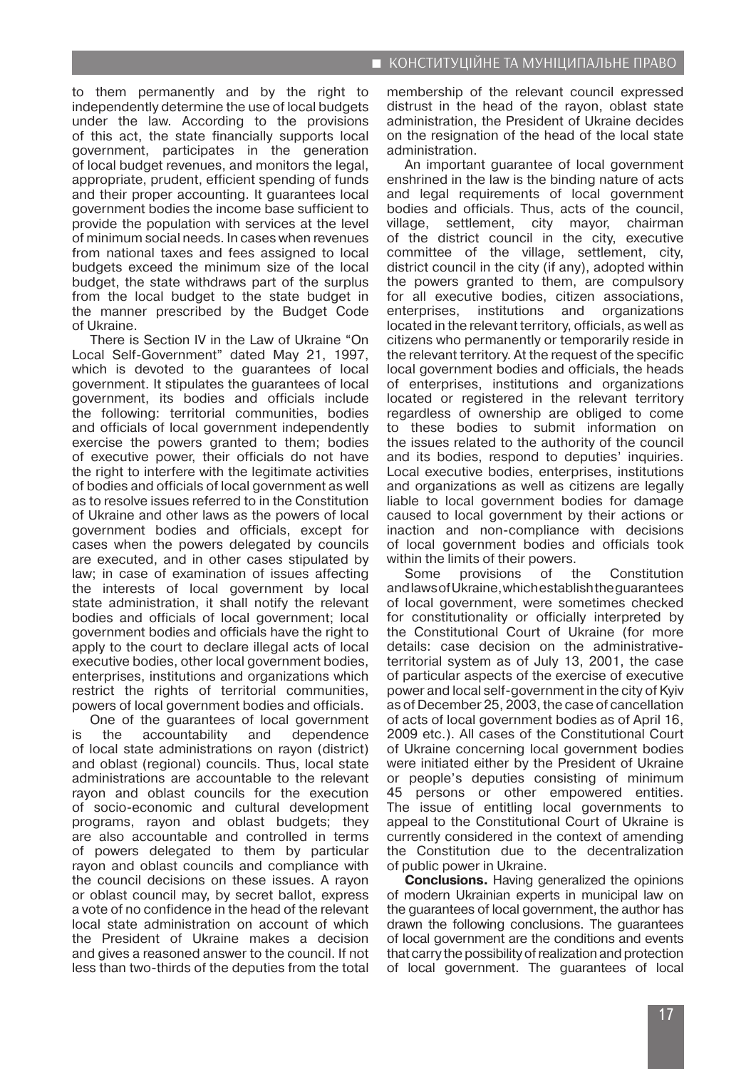to them permanently and by the right to independently determine the use of local budgets under the law. According to the provisions of this act, the state financially supports local government, participates in the generation of local budget revenues, and monitors the legal, appropriate, prudent, efficient spending of funds and their proper accounting. It guarantees local government bodies the income base sufficient to provide the population with services at the level of minimum social needs. In cases when revenues from national taxes and fees assigned to local budgets exceed the minimum size of the local budget, the state withdraws part of the surplus from the local budget to the state budget in the manner prescribed by the Budget Code of Ukraine.

There is Section IV in the Law of Ukraine "On Local Self-Government" dated May 21, 1997, which is devoted to the guarantees of local government. It stipulates the guarantees of local government, its bodies and officials include the following: territorial communities, bodies and officials of local government independently exercise the powers granted to them; bodies of executive power, their officials do not have the right to interfere with the legitimate activities of bodies and officials of local government as well as to resolve issues referred to in the Constitution of Ukraine and other laws as the powers of local government bodies and officials, except for cases when the powers delegated by councils are executed, and in other cases stipulated by law; in case of examination of issues affecting the interests of local government by local state administration, it shall notify the relevant bodies and officials of local government; local government bodies and officials have the right to apply to the court to declare illegal acts of local executive bodies, other local government bodies, enterprises, institutions and organizations which restrict the rights of territorial communities, powers of local government bodies and officials.

One of the guarantees of local government is the accountability and dependence of local state administrations on rayon (district) and oblast (regional) councils. Thus, local state administrations are accountable to the relevant rayon and oblast councils for the execution of socio-economic and cultural development programs, rayon and oblast budgets; they are also accountable and controlled in terms of powers delegated to them by particular rayon and oblast councils and compliance with the council decisions on these issues. A rayon or oblast council may, by secret ballot, express a vote of no confidence in the head of the relevant local state administration on account of which the President of Ukraine makes a decision and gives a reasoned answer to the council. If not less than two-thirds of the deputies from the total membership of the relevant council expressed distrust in the head of the rayon, oblast state administration, the President of Ukraine decides on the resignation of the head of the local state administration.

An important guarantee of local government enshrined in the law is the binding nature of acts and legal requirements of local government bodies and officials. Thus, acts of the council, village, settlement, city mayor, chairman of the district council in the city, executive committee of the village, settlement, city, district council in the city (if any), adopted within the powers granted to them, are compulsory for all executive bodies, citizen associations, enterprises, institutions and organizations located in the relevant territory, officials, as well as citizens who permanently or temporarily reside in the relevant territory. At the request of the specific local government bodies and officials, the heads of enterprises, institutions and organizations located or registered in the relevant territory regardless of ownership are obliged to come to these bodies to submit information on the issues related to the authority of the council and its bodies, respond to deputies' inquiries. Local executive bodies, enterprises, institutions and organizations as well as citizens are legally liable to local government bodies for damage caused to local government by their actions or inaction and non-compliance with decisions of local government bodies and officials took within the limits of their powers.

Some provisions of the Constitution and laws of Ukraine, which establish the guarantees of local government, were sometimes checked for constitutionality or officially interpreted by the Constitutional Court of Ukraine (for more details: case decision on the administrative-territorial system as of July 13, 2001, the case of particular aspects of the exercise of executive power and local self-government in the city of Kyiv as of December 25, 2003, the case of cancellation of acts of local government bodies as of April 16, 2009 etc.). All cases of the Constitutional Court of Ukraine concerning local government bodies were initiated either by the President of Ukraine or people's deputies consisting of minimum 45 persons or other empowered entities. The issue of entitling local governments to appeal to the Constitutional Court of Ukraine is currently considered in the context of amending the Constitution due to the decentralization of public power in Ukraine.

**Conclusions.** Having generalized the opinions of modern Ukrainian experts in municipal law on the guarantees of local government, the author has drawn the following conclusions. The guarantees of local government are the conditions and events that carry the possibility of realization and protection of local government. The guarantees of local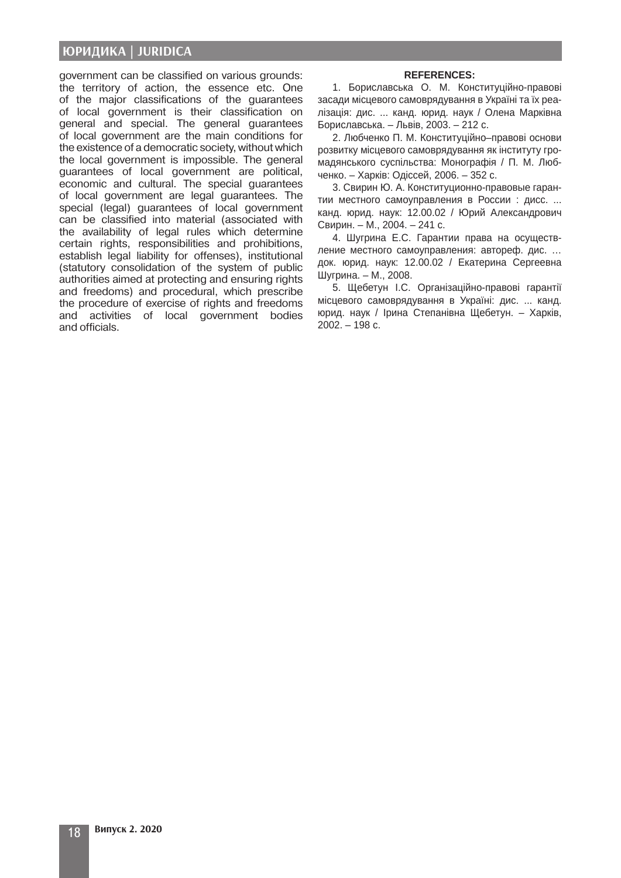government can be classified on various grounds: the territory of action, the essence etc. One of the major classifications of the guarantees of local government is their classification on general and special. The general guarantees of local government are the main conditions for the existence of a democratic society, without which the local government is impossible. The general guarantees of local government are political, economic and cultural. The special guarantees of local government are legal guarantees. The special (legal) guarantees of local government can be classified into material (associated with the availability of legal rules which determine certain rights, responsibilities and prohibitions, establish legal liability for offenses), institutional (statutory consolidation of the system of public authorities aimed at protecting and ensuring rights and freedoms) and procedural, which prescribe the procedure of exercise of rights and freedoms and activities of local government bodies and officials.

**REFERENCES:**

1. Бориславська О. М. Конституційно-правові засади місцевого самоврядування в Україні та їх реалізація: дис. ... канд. юрид. наук / Олена Марківна Бориславська. – Львів, 2003. – 212 с.
2. Любченко П. М. Конституційно–правові основи розвитку місцевого самоврядування як інституту громадянського суспільства: Монографія / П. М. Любченко. – Харків: Одіссей, 2006. – 352 с.
3. Свирин Ю. А. Конституционно-правовые гарантии местного самоуправления в России : дисс. ... канд. юрид. наук: 12.00.02 / Юрий Александрович Свирин. – М., 2004. – 241 с.
4. Шугрина Е.С. Гарантии права на осуществление местного самоуправления: автореф. дис. … док. юрид. наук: 12.00.02 / Екатерина Сергеевна Шугрина. – М., 2008.
5. Щебетун І.С. Організаційно-правові гарантії місцевого самоврядування в Україні: дис. ... канд. юрид. наук / Ірина Степанівна Щебетун. – Харків, 2002. – 198 с.